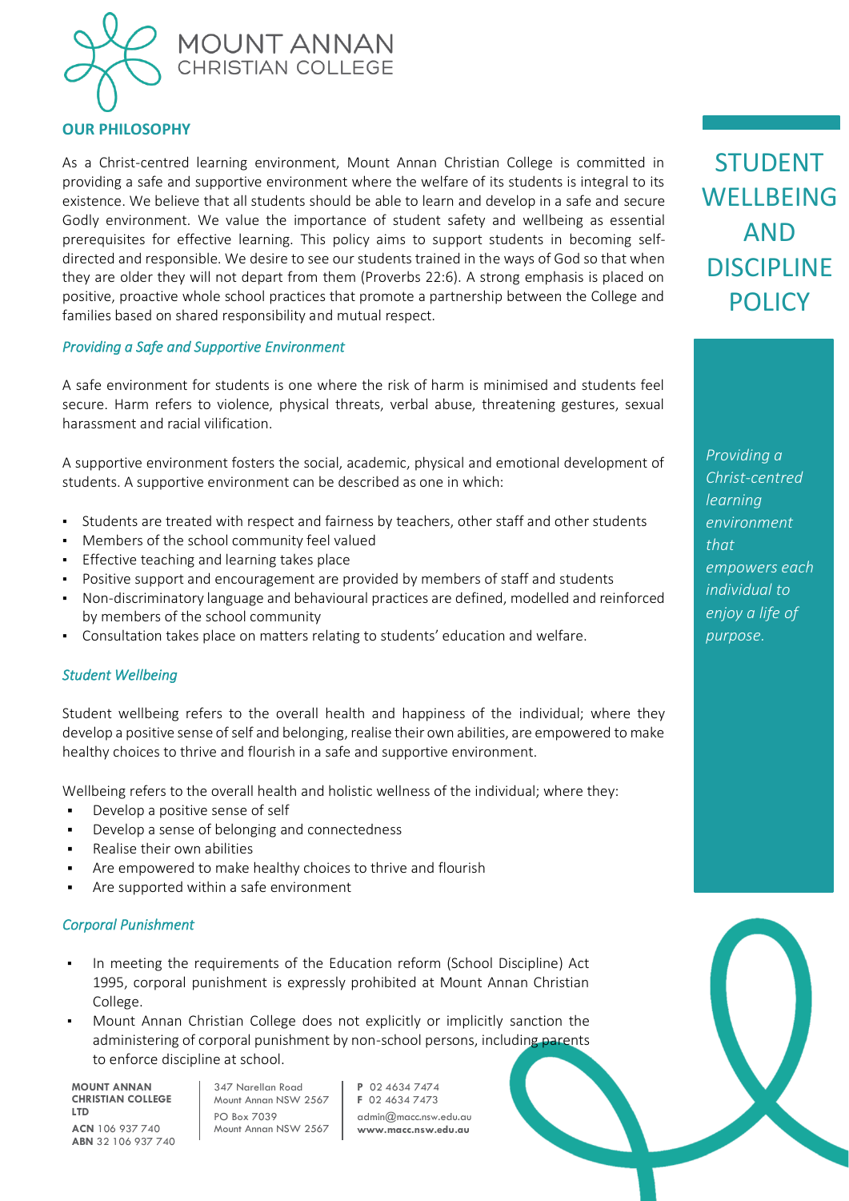MOUNT ANNAN
CHRISTIAN COLLEGE

# STUDENT WELLBEING AND DISCIPLINE POLICY

*Providing a Christ-centred learning environment that empowers each individual to enjoy a life of purpose.*

## OUR PHILOSOPHY

As a Christ-centred learning environment, Mount Annan Christian College is committed in providing a safe and supportive environment where the welfare of its students is integral to its existence. We believe that all students should be able to learn and develop in a safe and secure Godly environment. We value the importance of student safety and wellbeing as essential prerequisites for effective learning. This policy aims to support students in becoming self-directed and responsible. We desire to see our students trained in the ways of God so that when they are older they will not depart from them (Proverbs 22:6). A strong emphasis is placed on positive, proactive whole school practices that promote a partnership between the College and families based on shared responsibility and mutual respect.

### *Providing a Safe and Supportive Environment*

A safe environment for students is one where the risk of harm is minimised and students feel secure. Harm refers to violence, physical threats, verbal abuse, threatening gestures, sexual harassment and racial vilification.

A supportive environment fosters the social, academic, physical and emotional development of students. A supportive environment can be described as one in which:

- Students are treated with respect and fairness by teachers, other staff and other students
- Members of the school community feel valued
- Effective teaching and learning takes place
- Positive support and encouragement are provided by members of staff and students
- Non-discriminatory language and behavioural practices are defined, modelled and reinforced by members of the school community
- Consultation takes place on matters relating to students' education and welfare.

### *Student Wellbeing*

Student wellbeing refers to the overall health and happiness of the individual; where they develop a positive sense of self and belonging, realise their own abilities, are empowered to make healthy choices to thrive and flourish in a safe and supportive environment.

Wellbeing refers to the overall health and holistic wellness of the individual; where they:

- Develop a positive sense of self
- Develop a sense of belonging and connectedness
- Realise their own abilities
- Are empowered to make healthy choices to thrive and flourish
- Are supported within a safe environment

### *Corporal Punishment*

- In meeting the requirements of the Education reform (School Discipline) Act 1995, corporal punishment is expressly prohibited at Mount Annan Christian College.
- Mount Annan Christian College does not explicitly or implicitly sanction the administering of corporal punishment by non-school persons, including parents to enforce discipline at school.

**MOUNT ANNAN CHRISTIAN COLLEGE LTD**
**ACN** 106 937 740
**ABN** 32 106 937 740

347 Narellan Road
Mount Annan NSW 2567
PO Box 7039
Mount Annan NSW 2567

**P** 02 4634 7474
**F** 02 4634 7473
admin@macc.nsw.edu.au
**www.macc.nsw.edu.au**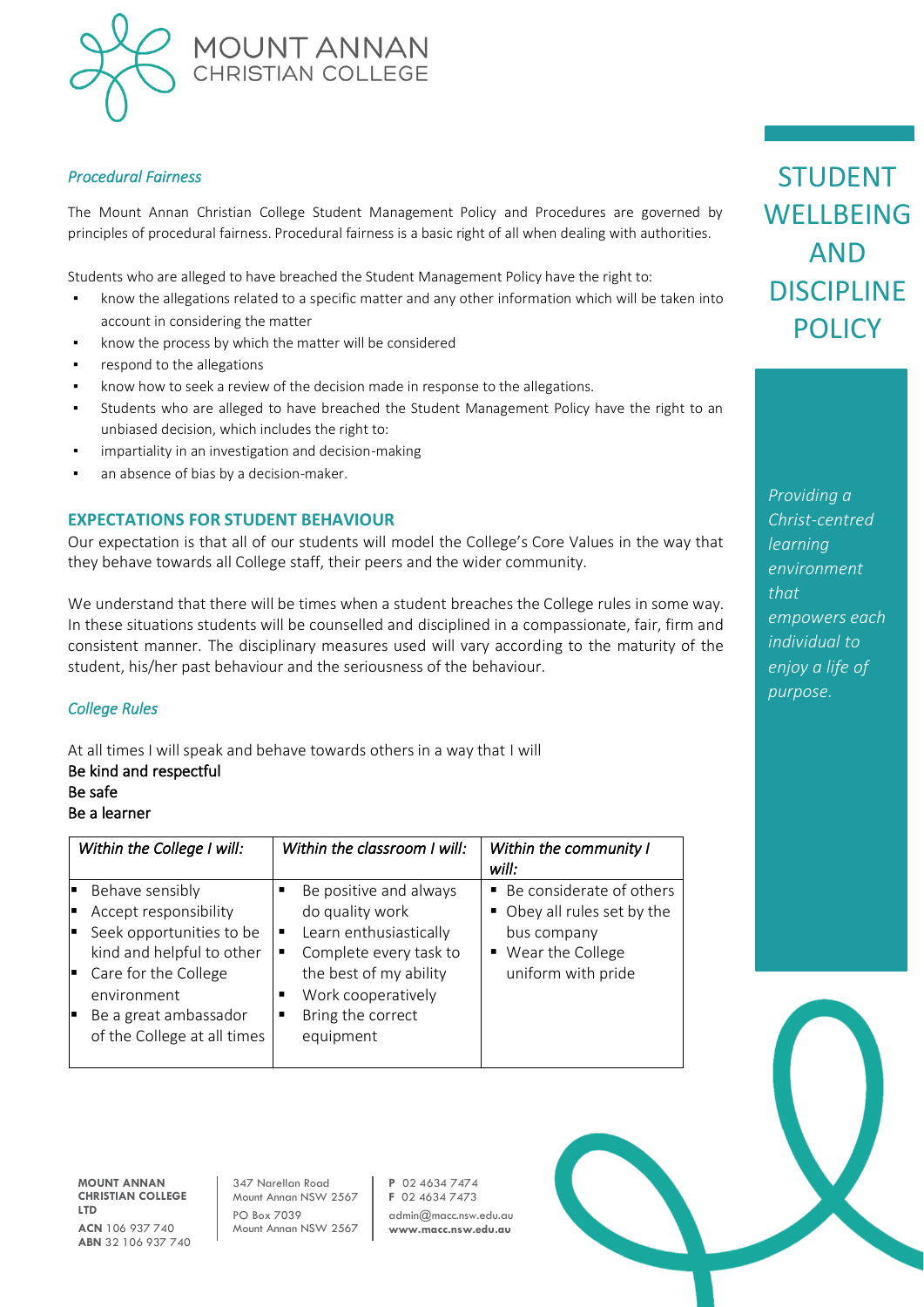*Procedural Fairness*

The Mount Annan Christian College Student Management Policy and Procedures are governed by principles of procedural fairness. Procedural fairness is a basic right of all when dealing with authorities.

Students who are alleged to have breached the Student Management Policy have the right to:

- know the allegations related to a specific matter and any other information which will be taken into account in considering the matter
- know the process by which the matter will be considered
- respond to the allegations
- know how to seek a review of the decision made in response to the allegations.
- Students who are alleged to have breached the Student Management Policy have the right to an unbiased decision, which includes the right to:
- impartiality in an investigation and decision-making
- an absence of bias by a decision-maker.

## EXPECTATIONS FOR STUDENT BEHAVIOUR

Our expectation is that all of our students will model the College's Core Values in the way that they behave towards all College staff, their peers and the wider community.

We understand that there will be times when a student breaches the College rules in some way. In these situations students will be counselled and disciplined in a compassionate, fair, firm and consistent manner. The disciplinary measures used will vary according to the maturity of the student, his/her past behaviour and the seriousness of the behaviour.

*College Rules*

At all times I will speak and behave towards others in a way that I will
Be kind and respectful
Be safe
Be a learner

| *Within the College I will:* | *Within the classroom I will:* | *Within the community I will:* |
|---|---|---|
| ▪ Behave sensibly<br>▪ Accept responsibility<br>▪ Seek opportunities to be kind and helpful to other<br>▪ Care for the College environment<br>▪ Be a great ambassador of the College at all times | ▪ Be positive and always do quality work<br>▪ Learn enthusiastically<br>▪ Complete every task to the best of my ability<br>▪ Work cooperatively<br>▪ Bring the correct equipment | ▪ Be considerate of others<br>▪ Obey all rules set by the bus company<br>▪ Wear the College uniform with pride |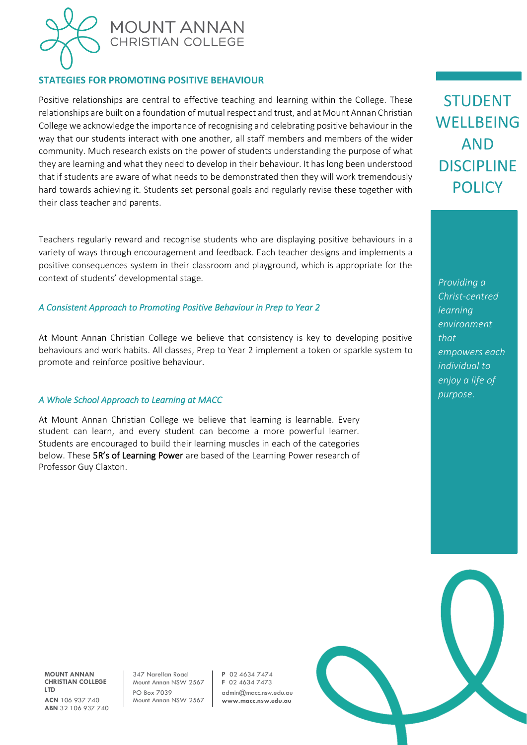## STATEGIES FOR PROMOTING POSITIVE BEHAVIOUR

Positive relationships are central to effective teaching and learning within the College. These relationships are built on a foundation of mutual respect and trust, and at Mount Annan Christian College we acknowledge the importance of recognising and celebrating positive behaviour in the way that our students interact with one another, all staff members and members of the wider community. Much research exists on the power of students understanding the purpose of what they are learning and what they need to develop in their behaviour. It has long been understood that if students are aware of what needs to be demonstrated then they will work tremendously hard towards achieving it. Students set personal goals and regularly revise these together with their class teacher and parents.

Teachers regularly reward and recognise students who are displaying positive behaviours in a variety of ways through encouragement and feedback. Each teacher designs and implements a positive consequences system in their classroom and playground, which is appropriate for the context of students' developmental stage.

### *A Consistent Approach to Promoting Positive Behaviour in Prep to Year 2*

At Mount Annan Christian College we believe that consistency is key to developing positive behaviours and work habits. All classes, Prep to Year 2 implement a token or sparkle system to promote and reinforce positive behaviour.

### *A Whole School Approach to Learning at MACC*

At Mount Annan Christian College we believe that learning is learnable. Every student can learn, and every student can become a more powerful learner. Students are encouraged to build their learning muscles in each of the categories below. These **5R's of Learning Power** are based on the Learning Power research of Professor Guy Claxton.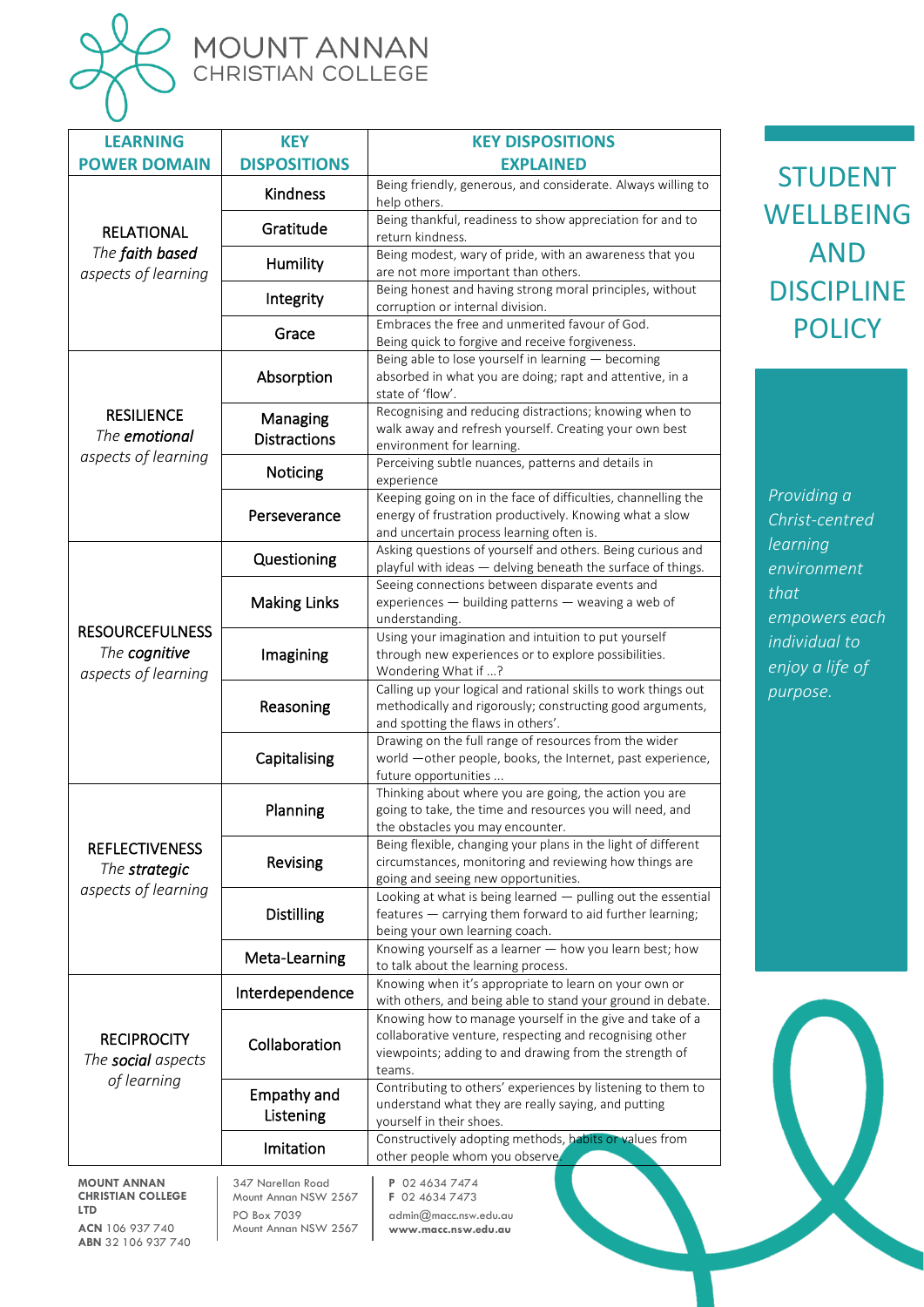| LEARNING POWER DOMAIN | KEY DISPOSITIONS | KEY DISPOSITIONS EXPLAINED |
|---|---|---|
| RELATIONAL *The **faith based** aspects of learning* | Kindness | Being friendly, generous, and considerate. Always willing to help others. |
| | Gratitude | Being thankful, readiness to show appreciation for and to return kindness. |
| | Humility | Being modest, wary of pride, with an awareness that you are not more important than others. |
| | Integrity | Being honest and having strong moral principles, without corruption or internal division. |
| | Grace | Embraces the free and unmerited favour of God. Being quick to forgive and receive forgiveness. |
| RESILIENCE *The **emotional** aspects of learning* | Absorption | Being able to lose yourself in learning — becoming absorbed in what you are doing; rapt and attentive, in a state of 'flow'. |
| | Managing Distractions | Recognising and reducing distractions; knowing when to walk away and refresh yourself. Creating your own best environment for learning. |
| | Noticing | Perceiving subtle nuances, patterns and details in experience |
| | Perseverance | Keeping going on in the face of difficulties, channelling the energy of frustration productively. Knowing what a slow and uncertain process learning often is. |
| RESOURCEFULNESS *The **cognitive** aspects of learning* | Questioning | Asking questions of yourself and others. Being curious and playful with ideas — delving beneath the surface of things. |
| | Making Links | Seeing connections between disparate events and experiences — building patterns — weaving a web of understanding. |
| | Imagining | Using your imagination and intuition to put yourself through new experiences or to explore possibilities. Wondering What if …? |
| | Reasoning | Calling up your logical and rational skills to work things out methodically and rigorously; constructing good arguments, and spotting the flaws in others'. |
| | Capitalising | Drawing on the full range of resources from the wider world —other people, books, the Internet, past experience, future opportunities … |
| REFLECTIVENESS *The **strategic** aspects of learning* | Planning | Thinking about where you are going, the action you are going to take, the time and resources you will need, and the obstacles you may encounter. |
| | Revising | Being flexible, changing your plans in the light of different circumstances, monitoring and reviewing how things are going and seeing new opportunities. |
| | Distilling | Looking at what is being learned — pulling out the essential features — carrying them forward to aid further learning; being your own learning coach. |
| | Meta-Learning | Knowing yourself as a learner — how you learn best; how to talk about the learning process. |
| RECIPROCITY *The **social** aspects of learning* | Interdependence | Knowing when it's appropriate to learn on your own or with others, and being able to stand your ground in debate. |
| | Collaboration | Knowing how to manage yourself in the give and take of a collaborative venture, respecting and recognising other viewpoints; adding to and drawing from the strength of teams. |
| | Empathy and Listening | Contributing to others' experiences by listening to them to understand what they are really saying, and putting yourself in their shoes. |
| | Imitation | Constructively adopting methods, habits or values from other people whom you observe. |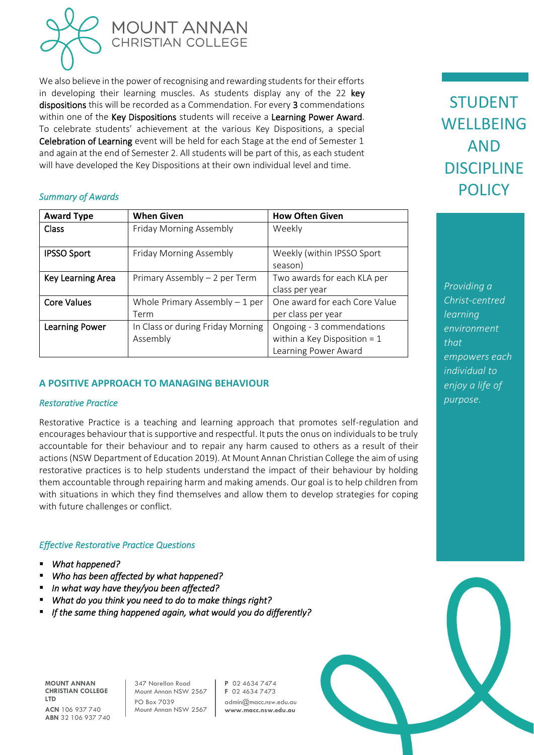We also believe in the power of recognising and rewarding students for their efforts in developing their learning muscles. As students display any of the 22 **key dispositions** this will be recorded as a Commendation. For every **3** commendations within one of the **Key Dispositions** students will receive a **Learning Power Award**. To celebrate students' achievement at the various Key Dispositions, a special **Celebration of Learning** event will be held for each Stage at the end of Semester 1 and again at the end of Semester 2. All students will be part of this, as each student will have developed the Key Dispositions at their own individual level and time.

*Summary of Awards*

| Award Type | When Given | How Often Given |
|---|---|---|
| Class | Friday Morning Assembly | Weekly |
| IPSSO Sport | Friday Morning Assembly | Weekly (within IPSSO Sport season) |
| Key Learning Area | Primary Assembly – 2 per Term | Two awards for each KLA per class per year |
| Core Values | Whole Primary Assembly – 1 per Term | One award for each Core Value per class per year |
| Learning Power | In Class or during Friday Morning Assembly | Ongoing - 3 commendations within a Key Disposition = 1 Learning Power Award |

## A POSITIVE APPROACH TO MANAGING BEHAVIOUR

### *Restorative Practice*

Restorative Practice is a teaching and learning approach that promotes self-regulation and encourages behaviour that is supportive and respectful. It puts the onus on individuals to be truly accountable for their behaviour and to repair any harm caused to others as a result of their actions (NSW Department of Education 2019). At Mount Annan Christian College the aim of using restorative practices is to help students understand the impact of their behaviour by holding them accountable through repairing harm and making amends. Our goal is to help children from with situations in which they find themselves and allow them to develop strategies for coping with future challenges or conflict.

### *Effective Restorative Practice Questions*

- *What happened?*
- *Who has been affected by what happened?*
- *In what way have they/you been affected?*
- *What do you think you need to do to make things right?*
- *If the same thing happened again, what would you do differently?*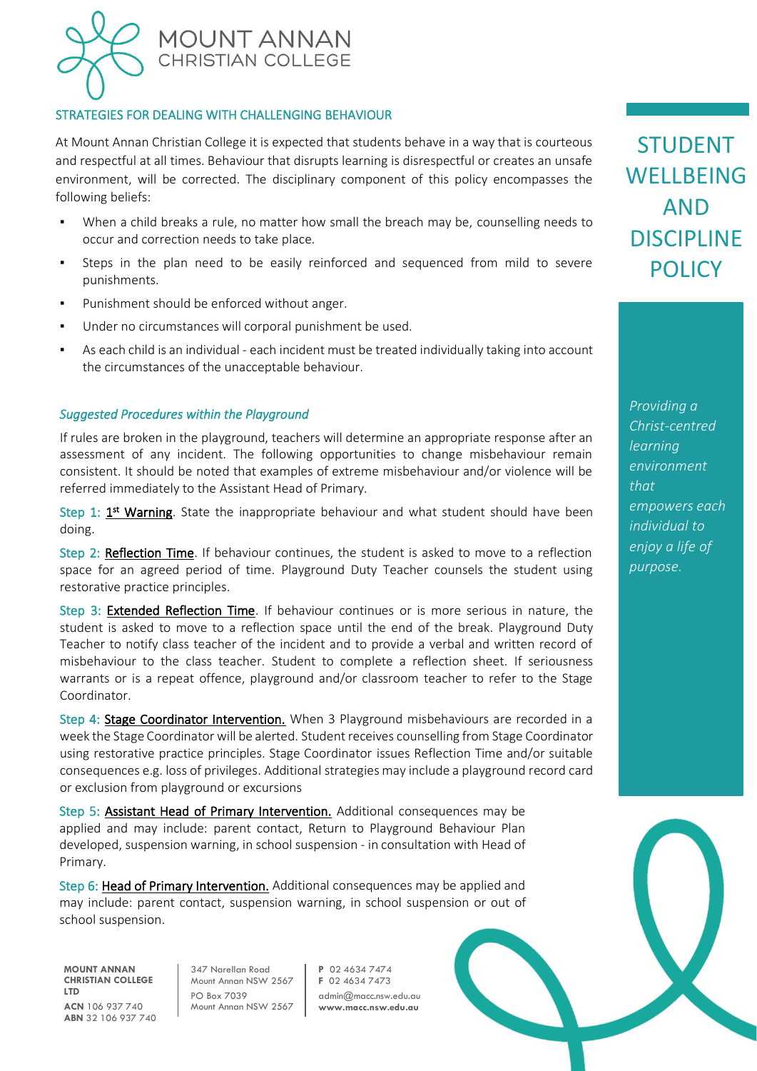## STRATEGIES FOR DEALING WITH CHALLENGING BEHAVIOUR

At Mount Annan Christian College it is expected that students behave in a way that is courteous and respectful at all times. Behaviour that disrupts learning is disrespectful or creates an unsafe environment, will be corrected. The disciplinary component of this policy encompasses the following beliefs:

- When a child breaks a rule, no matter how small the breach may be, counselling needs to occur and correction needs to take place.
- Steps in the plan need to be easily reinforced and sequenced from mild to severe punishments.
- Punishment should be enforced without anger.
- Under no circumstances will corporal punishment be used.
- As each child is an individual - each incident must be treated individually taking into account the circumstances of the unacceptable behaviour.

### *Suggested Procedures within the Playground*

If rules are broken in the playground, teachers will determine an appropriate response after an assessment of any incident. The following opportunities to change misbehaviour remain consistent. It should be noted that examples of extreme misbehaviour and/or violence will be referred immediately to the Assistant Head of Primary.

Step 1: 1st Warning. State the inappropriate behaviour and what student should have been doing.

Step 2: Reflection Time. If behaviour continues, the student is asked to move to a reflection space for an agreed period of time. Playground Duty Teacher counsels the student using restorative practice principles.

Step 3: Extended Reflection Time. If behaviour continues or is more serious in nature, the student is asked to move to a reflection space until the end of the break. Playground Duty Teacher to notify class teacher of the incident and to provide a verbal and written record of misbehaviour to the class teacher. Student to complete a reflection sheet. If seriousness warrants or is a repeat offence, playground and/or classroom teacher to refer to the Stage Coordinator.

Step 4: Stage Coordinator Intervention. When 3 Playground misbehaviours are recorded in a week the Stage Coordinator will be alerted. Student receives counselling from Stage Coordinator using restorative practice principles. Stage Coordinator issues Reflection Time and/or suitable consequences e.g. loss of privileges. Additional strategies may include a playground record card or exclusion from playground or excursions

Step 5: Assistant Head of Primary Intervention. Additional consequences may be applied and may include: parent contact, Return to Playground Behaviour Plan developed, suspension warning, in school suspension - in consultation with Head of Primary.

Step 6: Head of Primary Intervention. Additional consequences may be applied and may include: parent contact, suspension warning, in school suspension or out of school suspension.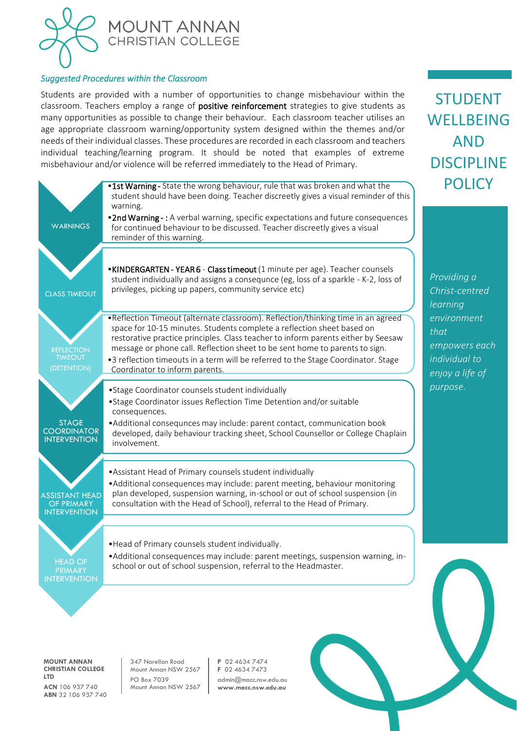### *Suggested Procedures within the Classroom*

Students are provided with a number of opportunities to change misbehaviour within the classroom. Teachers employ a range of **positive reinforcement** strategies to give students as many opportunities as possible to change their behaviour. Each classroom teacher utilises an age appropriate classroom warning/opportunity system designed within the themes and/or needs of their individual classes. These procedures are recorded in each classroom and teachers individual teaching/learning program. It should be noted that examples of extreme misbehaviour and/or violence will be referred immediately to the Head of Primary.

**WARNINGS**

- **1st Warning -** State the wrong behaviour, rule that was broken and what the student should have been doing. Teacher discreetly gives a visual reminder of this warning.
- **2nd Warning - :** A verbal warning, specific expectations and future consequences for continued behaviour to be discussed. Teacher discreetly gives a visual reminder of this warning.

**CLASS TIMEOUT**

- **KINDERGARTEN - YEAR 6** - **Class timeout** (1 minute per age). Teacher counsels student individually and assigns a consequnce (eg, loss of a sparkle - K-2, loss of privileges, picking up papers, community service etc)

**REFLECTION TIMEOUT (DETENTION)**

- Reflection Timeout (alternate classroom). Reflection/thinking time in an agreed space for 10-15 minutes. Students complete a reflection sheet based on restorative practice principles. Class teacher to inform parents either by Seesaw message or phone call. Reflection sheet to be sent home to parents to sign.
- 3 reflection timeouts in a term will be referred to the Stage Coordinator. Stage Coordinator to inform parents.

**STAGE COORDINATOR INTERVENTION**

- Stage Coordinator counsels student individually
- Stage Coordinator issues Reflection Time Detention and/or suitable consequences.
- Additional consequnces may include: parent contact, communication book developed, daily behaviour tracking sheet, School Counsellor or College Chaplain involvement.

**ASSISTANT HEAD OF PRIMARY INTERVENTION**

- Assistant Head of Primary counsels student individually
- Additional consequences may include: parent meeting, behaviour monitoring plan developed, suspension warning, in-school or out of school suspension (in consultation with the Head of School), referral to the Head of Primary.

**HEAD OF PRIMARY INTERVENTION**

- Head of Primary counsels student individually.
- Additional consequences may include: parent meetings, suspension warning, in-school or out of school suspension, referral to the Headmaster.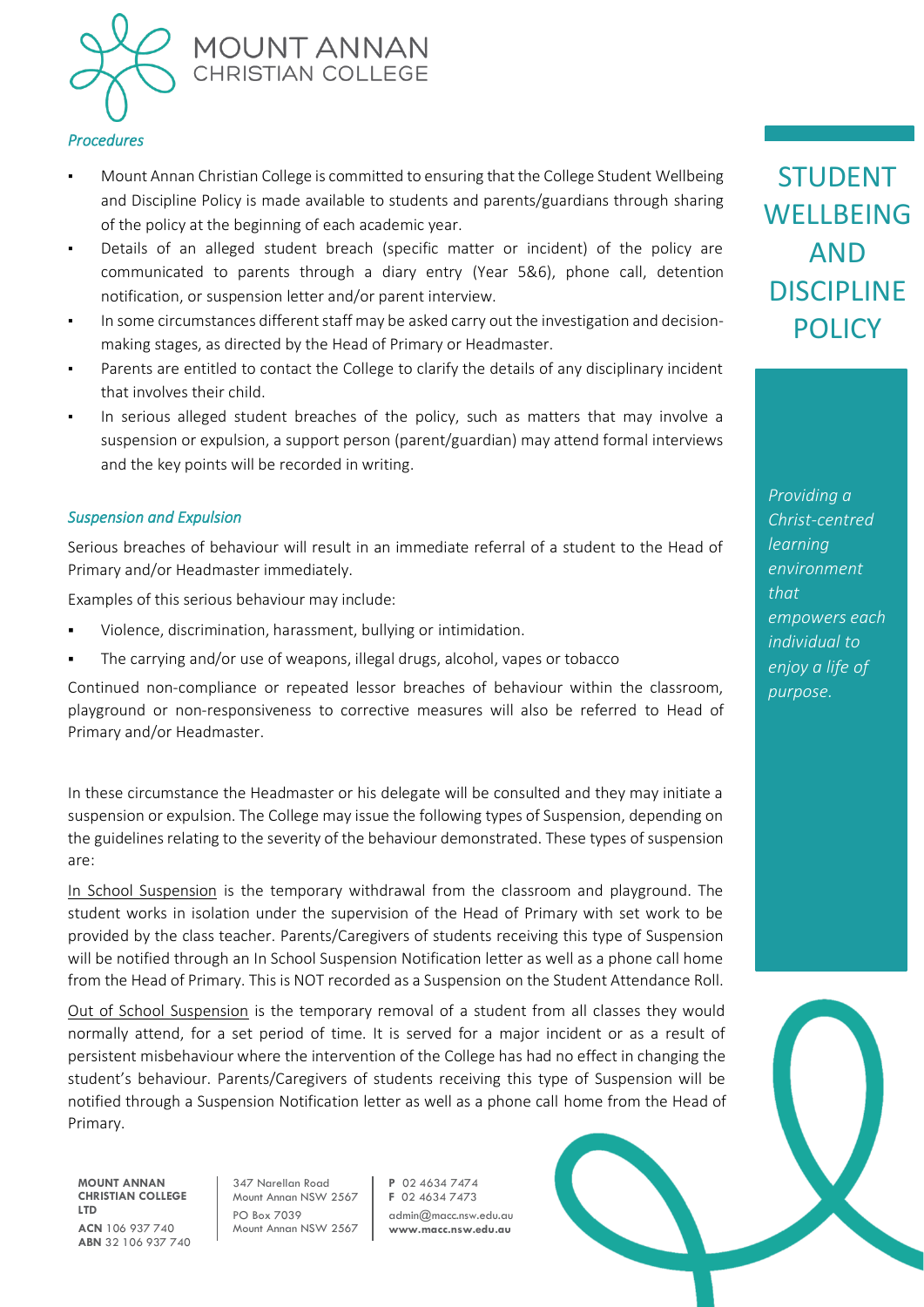*Procedures*

- Mount Annan Christian College is committed to ensuring that the College Student Wellbeing and Discipline Policy is made available to students and parents/guardians through sharing of the policy at the beginning of each academic year.
- Details of an alleged student breach (specific matter or incident) of the policy are communicated to parents through a diary entry (Year 5&6), phone call, detention notification, or suspension letter and/or parent interview.
- In some circumstances different staff may be asked carry out the investigation and decision-making stages, as directed by the Head of Primary or Headmaster.
- Parents are entitled to contact the College to clarify the details of any disciplinary incident that involves their child.
- In serious alleged student breaches of the policy, such as matters that may involve a suspension or expulsion, a support person (parent/guardian) may attend formal interviews and the key points will be recorded in writing.

*Suspension and Expulsion*

Serious breaches of behaviour will result in an immediate referral of a student to the Head of Primary and/or Headmaster immediately.

Examples of this serious behaviour may include:

- Violence, discrimination, harassment, bullying or intimidation.
- The carrying and/or use of weapons, illegal drugs, alcohol, vapes or tobacco

Continued non-compliance or repeated lessor breaches of behaviour within the classroom, playground or non-responsiveness to corrective measures will also be referred to Head of Primary and/or Headmaster.

In these circumstance the Headmaster or his delegate will be consulted and they may initiate a suspension or expulsion. The College may issue the following types of Suspension, depending on the guidelines relating to the severity of the behaviour demonstrated. These types of suspension are:

In School Suspension is the temporary withdrawal from the classroom and playground. The student works in isolation under the supervision of the Head of Primary with set work to be provided by the class teacher. Parents/Caregivers of students receiving this type of Suspension will be notified through an In School Suspension Notification letter as well as a phone call home from the Head of Primary. This is NOT recorded as a Suspension on the Student Attendance Roll.

Out of School Suspension is the temporary removal of a student from all classes they would normally attend, for a set period of time. It is served for a major incident or as a result of persistent misbehaviour where the intervention of the College has had no effect in changing the student's behaviour. Parents/Caregivers of students receiving this type of Suspension will be notified through a Suspension Notification letter as well as a phone call home from the Head of Primary.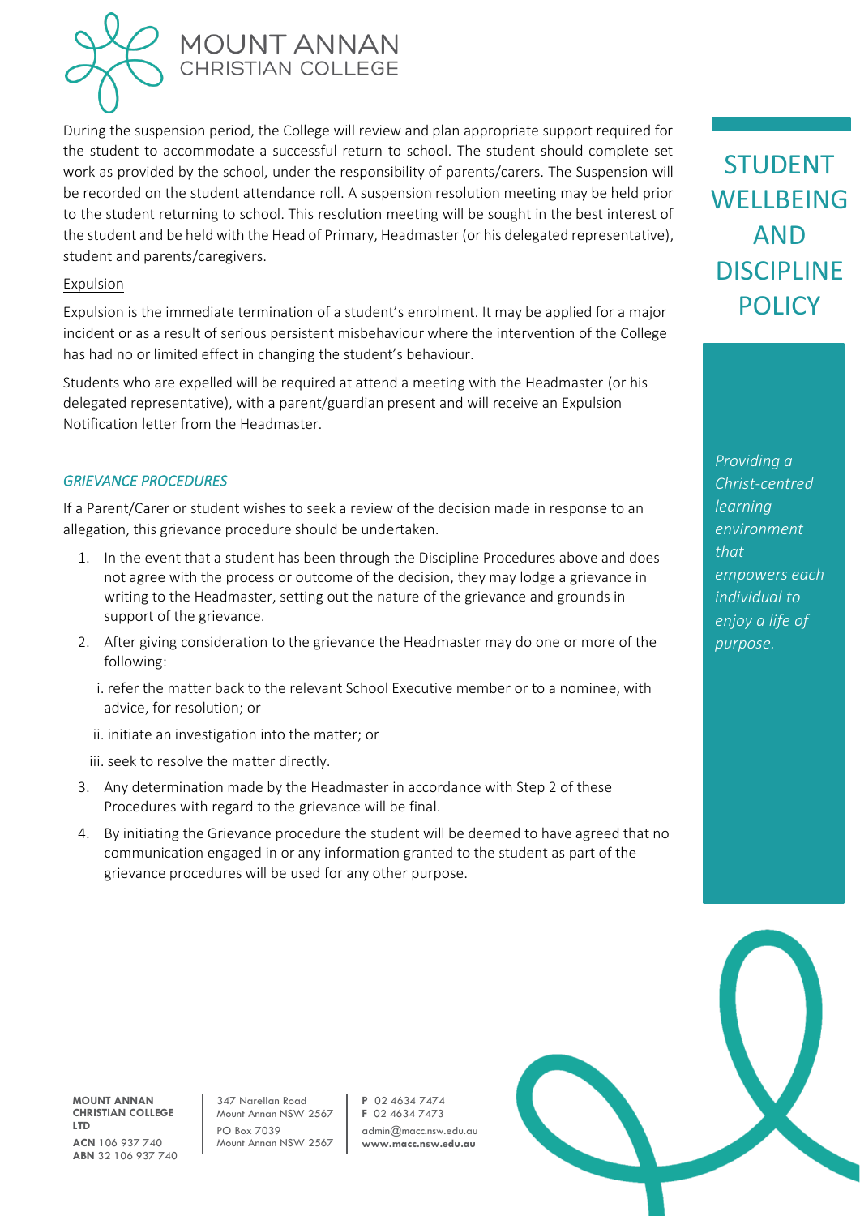During the suspension period, the College will review and plan appropriate support required for the student to accommodate a successful return to school. The student should complete set work as provided by the school, under the responsibility of parents/carers. The Suspension will be recorded on the student attendance roll. A suspension resolution meeting may be held prior to the student returning to school. This resolution meeting will be sought in the best interest of the student and be held with the Head of Primary, Headmaster (or his delegated representative), student and parents/caregivers.

Expulsion

Expulsion is the immediate termination of a student's enrolment. It may be applied for a major incident or as a result of serious persistent misbehaviour where the intervention of the College has had no or limited effect in changing the student's behaviour.

Students who are expelled will be required at attend a meeting with the Headmaster (or his delegated representative), with a parent/guardian present and will receive an Expulsion Notification letter from the Headmaster.

### *GRIEVANCE PROCEDURES*

If a Parent/Carer or student wishes to seek a review of the decision made in response to an allegation, this grievance procedure should be undertaken.

1. In the event that a student has been through the Discipline Procedures above and does not agree with the process or outcome of the decision, they may lodge a grievance in writing to the Headmaster, setting out the nature of the grievance and grounds in support of the grievance.
2. After giving consideration to the grievance the Headmaster may do one or more of the following:

   i. refer the matter back to the relevant School Executive member or to a nominee, with advice, for resolution; or

   ii. initiate an investigation into the matter; or

   iii. seek to resolve the matter directly.
3. Any determination made by the Headmaster in accordance with Step 2 of these Procedures with regard to the grievance will be final.
4. By initiating the Grievance procedure the student will be deemed to have agreed that no communication engaged in or any information granted to the student as part of the grievance procedures will be used for any other purpose.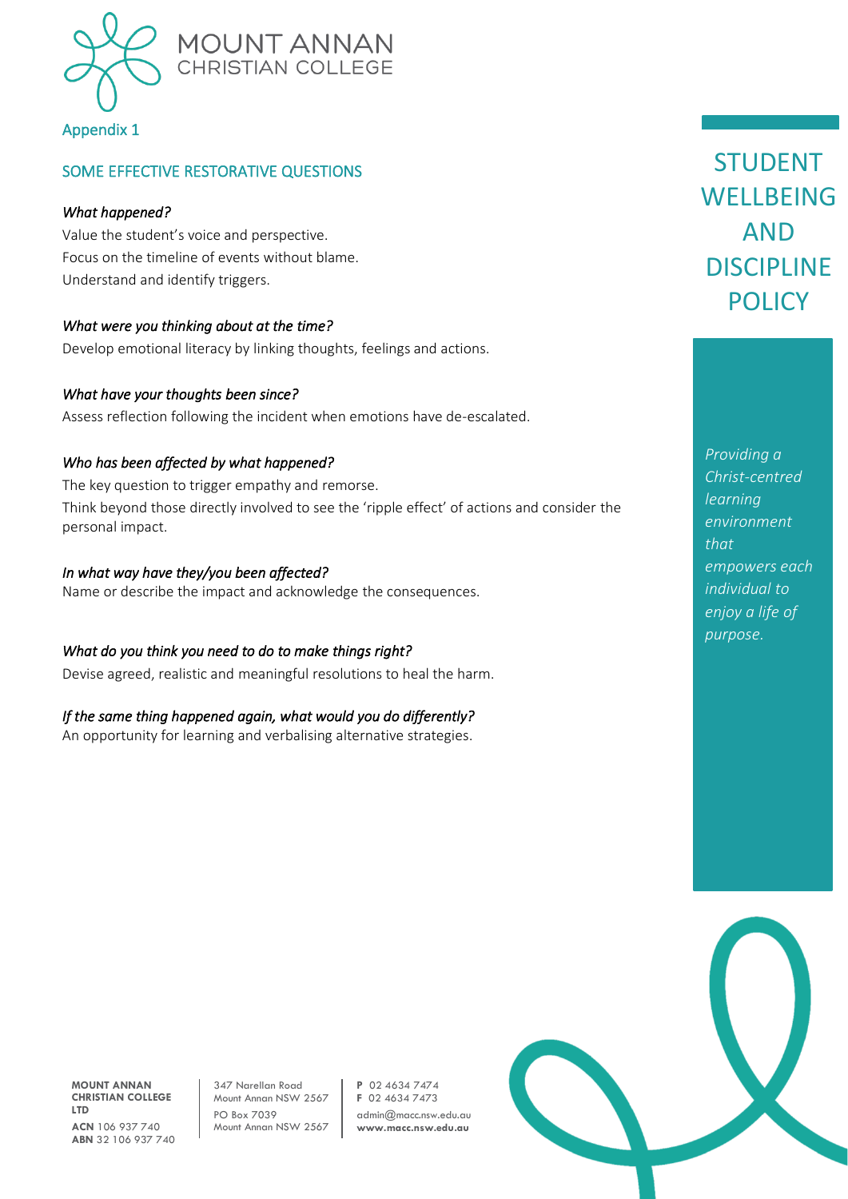Appendix 1

## SOME EFFECTIVE RESTORATIVE QUESTIONS

*What happened?*

Value the student's voice and perspective.
Focus on the timeline of events without blame.
Understand and identify triggers.

*What were you thinking about at the time?*

Develop emotional literacy by linking thoughts, feelings and actions.

*What have your thoughts been since?*

Assess reflection following the incident when emotions have de-escalated.

*Who has been affected by what happened?*

The key question to trigger empathy and remorse.
Think beyond those directly involved to see the 'ripple effect' of actions and consider the personal impact.

*In what way have they/you been affected?*

Name or describe the impact and acknowledge the consequences.

*What do you think you need to do to make things right?*

Devise agreed, realistic and meaningful resolutions to heal the harm.

*If the same thing happened again, what would you do differently?*

An opportunity for learning and verbalising alternative strategies.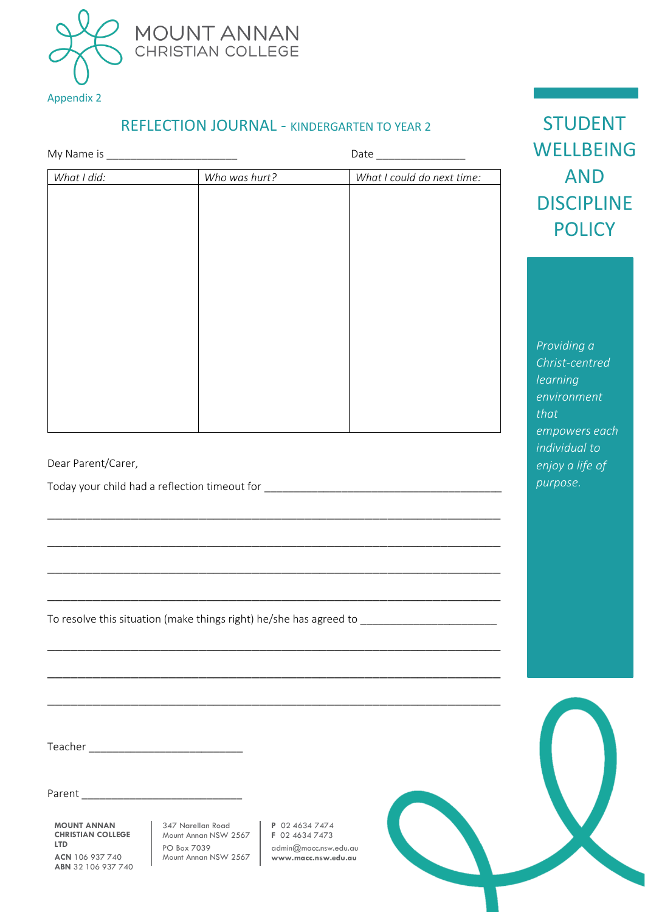MOUNT ANNAN
CHRISTIAN COLLEGE

Appendix 2

## REFLECTION JOURNAL - KINDERGARTEN TO YEAR 2

My Name is ______________________ Date _______________

| *What I did:* | *Who was hurt?* | *What I could do next time:* |
|---|---|---|
| | | |

Dear Parent/Carer,

Today your child had a reflection timeout for ________________________________________

_____________________________________________________________________________

_____________________________________________________________________________

_____________________________________________________________________________

_____________________________________________________________________________

To resolve this situation (make things right) he/she has agreed to _______________________

_____________________________________________________________________________

_____________________________________________________________________________

_____________________________________________________________________________

Teacher __________________________

Parent ____________________________

# STUDENT WELLBEING AND DISCIPLINE POLICY

*Providing a Christ-centred learning environment that empowers each individual to enjoy a life of purpose.*

**MOUNT ANNAN CHRISTIAN COLLEGE LTD**
**ACN** 106 937 740
**ABN** 32 106 937 740

347 Narellan Road
Mount Annan NSW 2567
PO Box 7039
Mount Annan NSW 2567

**P** 02 4634 7474
**F** 02 4634 7473
admin@macc.nsw.edu.au
**www.macc.nsw.edu.au**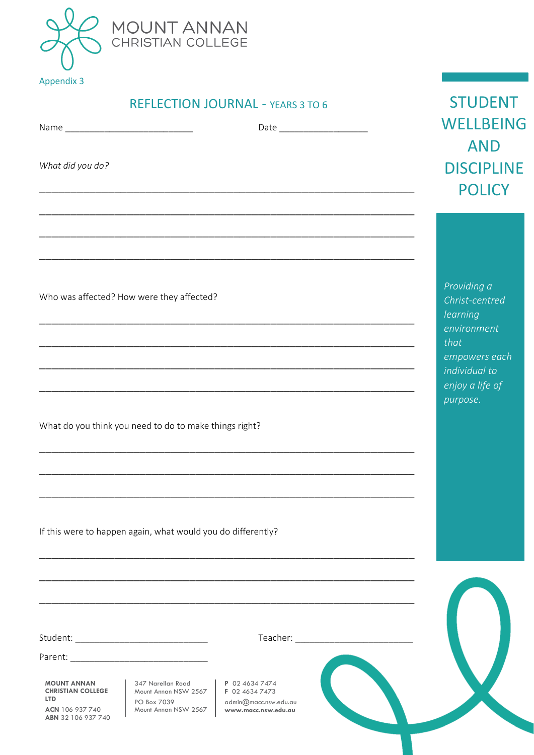Appendix 3

## REFLECTION JOURNAL - YEARS 3 TO 6

Name ________________________ Date ________________

*What did you do?*

______________________________________________________________________

______________________________________________________________________

______________________________________________________________________

______________________________________________________________________

Who was affected? How were they affected?

______________________________________________________________________

______________________________________________________________________

______________________________________________________________________

______________________________________________________________________

What do you think you need to do to make things right?

______________________________________________________________________

______________________________________________________________________

______________________________________________________________________

If this were to happen again, what would you do differently?

______________________________________________________________________

______________________________________________________________________

______________________________________________________________________

Student: ________________________ Teacher: ______________________

Parent: __________________________

STUDENT WELLBEING AND DISCIPLINE POLICY

*Providing a Christ-centred learning environment that empowers each individual to enjoy a life of purpose.*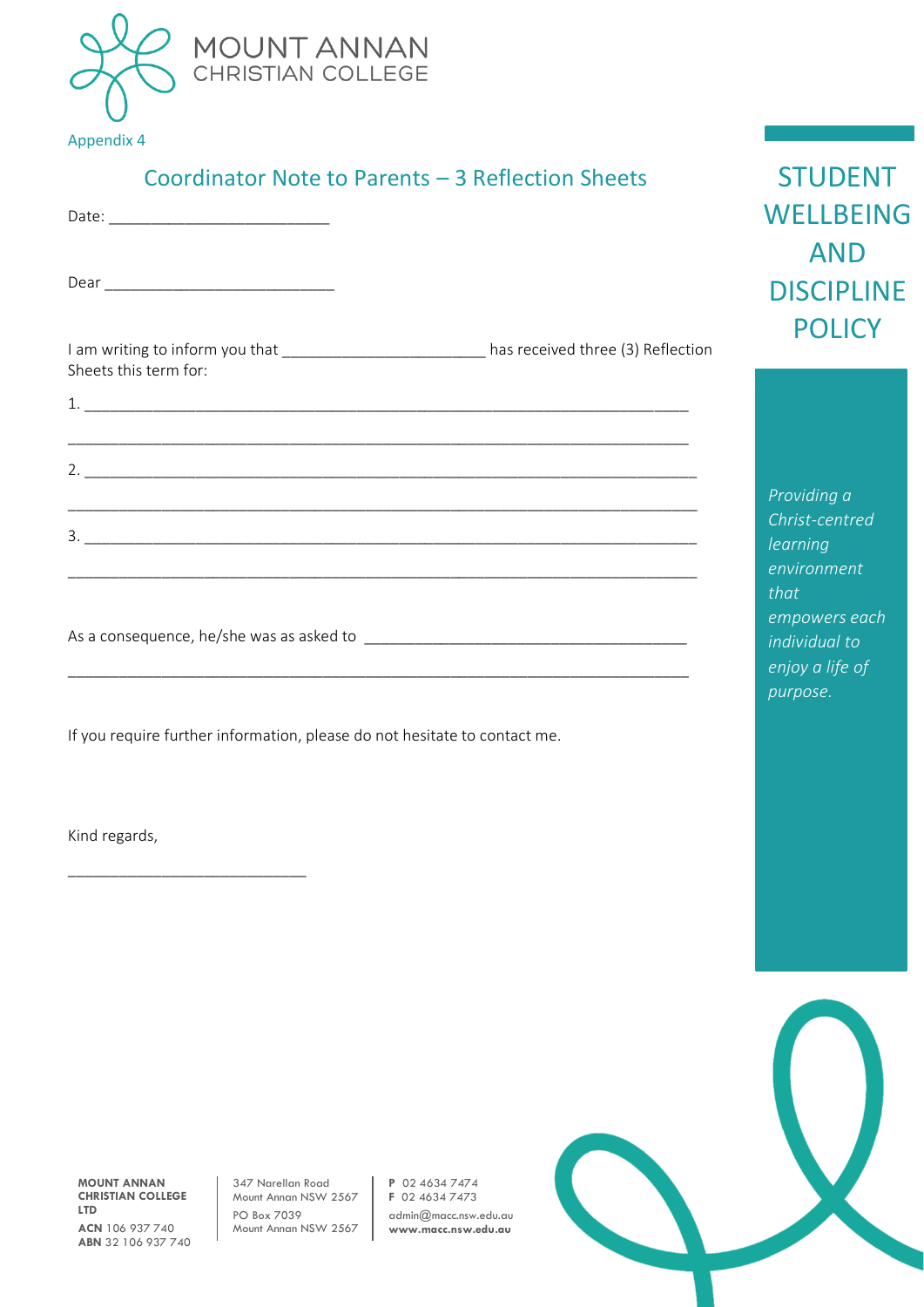Appendix 4

## Coordinator Note to Parents – 3 Reflection Sheets

Date: _________________________

Dear ___________________________

I am writing to inform you that _______________________ has received three (3) Reflection Sheets this term for:

1. _____________________________________________________________________

_______________________________________________________________________

2. _____________________________________________________________________

_______________________________________________________________________

3. _____________________________________________________________________

_______________________________________________________________________

As a consequence, he/she was as asked to _____________________________________

_______________________________________________________________________

If you require further information, please do not hesitate to contact me.

Kind regards,

____________________________

# STUDENT WELLBEING AND DISCIPLINE POLICY

*Providing a Christ-centred learning environment that empowers each individual to enjoy a life of purpose.*

**MOUNT ANNAN CHRISTIAN COLLEGE LTD**
**ACN** 106 937 740
**ABN** 32 106 937 740

347 Narellan Road
Mount Annan NSW 2567
PO Box 7039
Mount Annan NSW 2567

**P** 02 4634 7474
**F** 02 4634 7473
admin@macc.nsw.edu.au
**www.macc.nsw.edu.au**